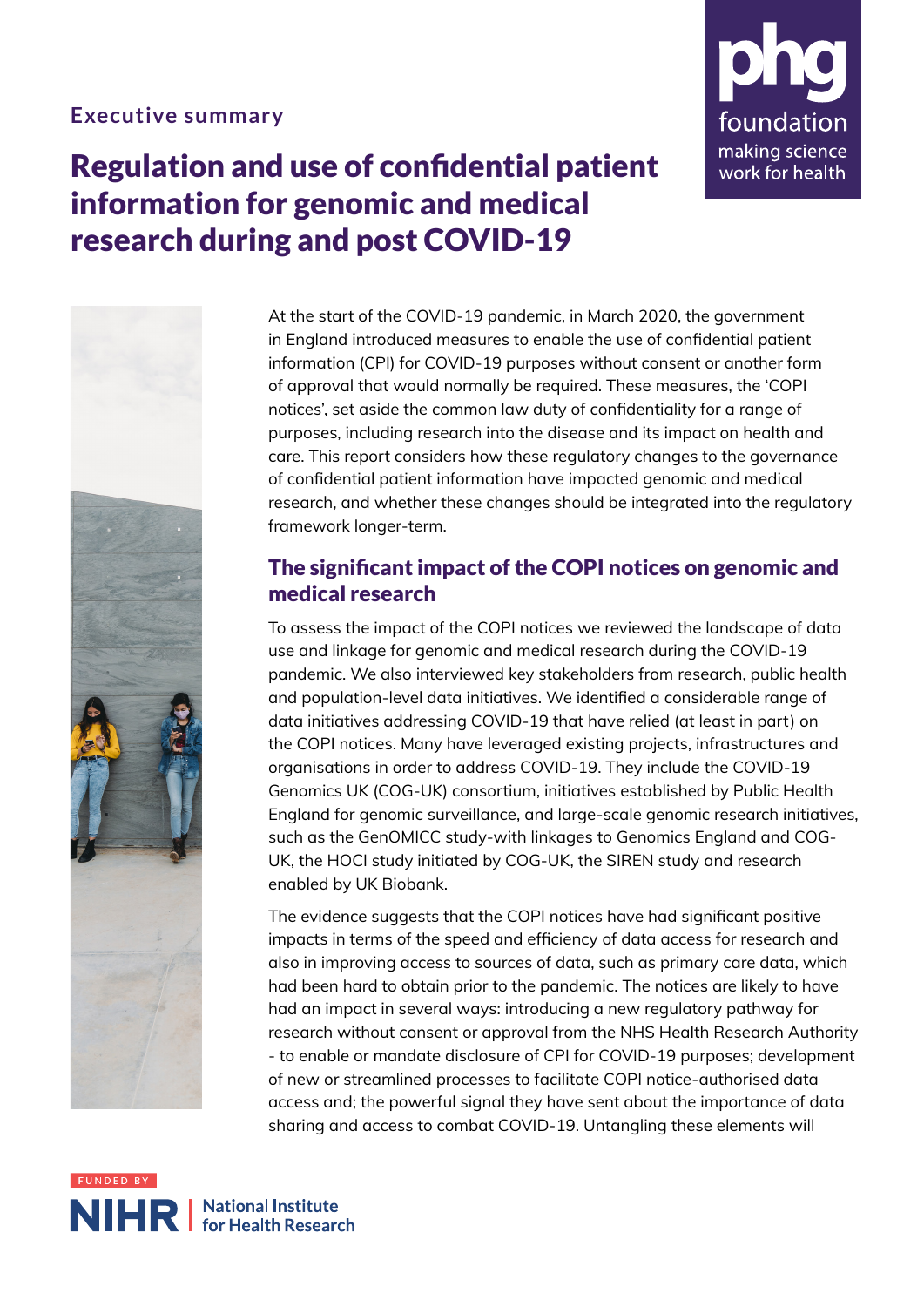Executive summary

# Regulation and use of confidential patient information for genomic and medical research during and post COVID-19

phg foundation
making science work for health

At the start of the COVID-19 pandemic, in March 2020, the government in England introduced measures to enable the use of confidential patient information (CPI) for COVID-19 purposes without consent or another form of approval that would normally be required. These measures, the 'COPI notices', set aside the common law duty of confidentiality for a range of purposes, including research into the disease and its impact on health and care. This report considers how these regulatory changes to the governance of confidential patient information have impacted genomic and medical research, and whether these changes should be integrated into the regulatory framework longer-term.

## The significant impact of the COPI notices on genomic and medical research

To assess the impact of the COPI notices we reviewed the landscape of data use and linkage for genomic and medical research during the COVID-19 pandemic. We also interviewed key stakeholders from research, public health and population-level data initiatives. We identified a considerable range of data initiatives addressing COVID-19 that have relied (at least in part) on the COPI notices. Many have leveraged existing projects, infrastructures and organisations in order to address COVID-19. They include the COVID-19 Genomics UK (COG-UK) consortium, initiatives established by Public Health England for genomic surveillance, and large-scale genomic research initiatives, such as the GenOMICC study-with linkages to Genomics England and COG-UK, the HOCI study initiated by COG-UK, the SIREN study and research enabled by UK Biobank.

The evidence suggests that the COPI notices have had significant positive impacts in terms of the speed and efficiency of data access for research and also in improving access to sources of data, such as primary care data, which had been hard to obtain prior to the pandemic. The notices are likely to have had an impact in several ways: introducing a new regulatory pathway for research without consent or approval from the NHS Health Research Authority - to enable or mandate disclosure of CPI for COVID-19 purposes; development of new or streamlined processes to facilitate COPI notice-authorised data access and; the powerful signal they have sent about the importance of data sharing and access to combat COVID-19. Untangling these elements will

FUNDED BY NIHR | National Institute for Health Research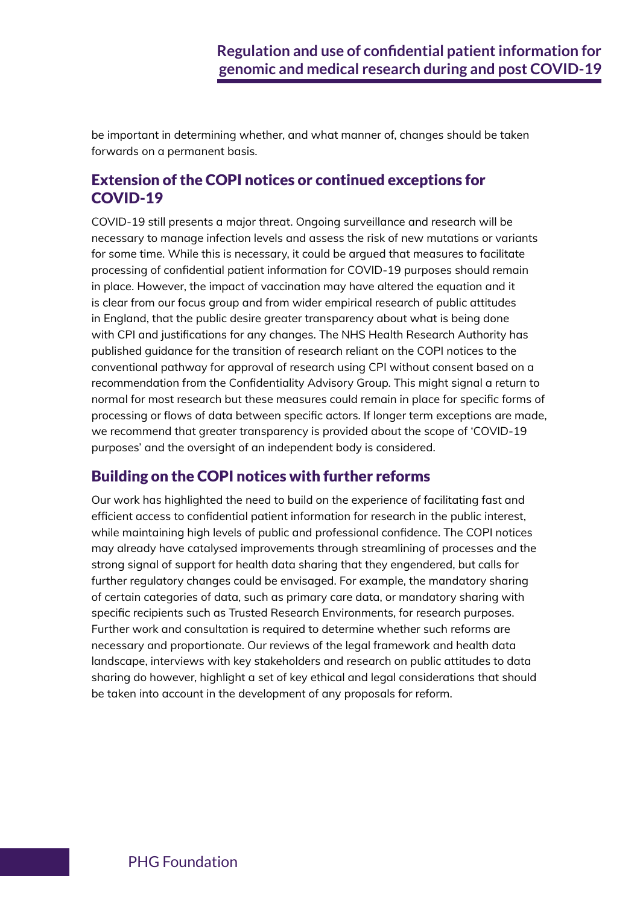be important in determining whether, and what manner of, changes should be taken forwards on a permanent basis.

## Extension of the COPI notices or continued exceptions for COVID-19

COVID-19 still presents a major threat. Ongoing surveillance and research will be necessary to manage infection levels and assess the risk of new mutations or variants for some time. While this is necessary, it could be argued that measures to facilitate processing of confidential patient information for COVID-19 purposes should remain in place. However, the impact of vaccination may have altered the equation and it is clear from our focus group and from wider empirical research of public attitudes in England, that the public desire greater transparency about what is being done with CPI and justifications for any changes. The NHS Health Research Authority has published guidance for the transition of research reliant on the COPI notices to the conventional pathway for approval of research using CPI without consent based on a recommendation from the Confidentiality Advisory Group. This might signal a return to normal for most research but these measures could remain in place for specific forms of processing or flows of data between specific actors. If longer term exceptions are made, we recommend that greater transparency is provided about the scope of 'COVID-19 purposes' and the oversight of an independent body is considered.

## Building on the COPI notices with further reforms

Our work has highlighted the need to build on the experience of facilitating fast and efficient access to confidential patient information for research in the public interest, while maintaining high levels of public and professional confidence. The COPI notices may already have catalysed improvements through streamlining of processes and the strong signal of support for health data sharing that they engendered, but calls for further regulatory changes could be envisaged. For example, the mandatory sharing of certain categories of data, such as primary care data, or mandatory sharing with specific recipients such as Trusted Research Environments, for research purposes. Further work and consultation is required to determine whether such reforms are necessary and proportionate. Our reviews of the legal framework and health data landscape, interviews with key stakeholders and research on public attitudes to data sharing do however, highlight a set of key ethical and legal considerations that should be taken into account in the development of any proposals for reform.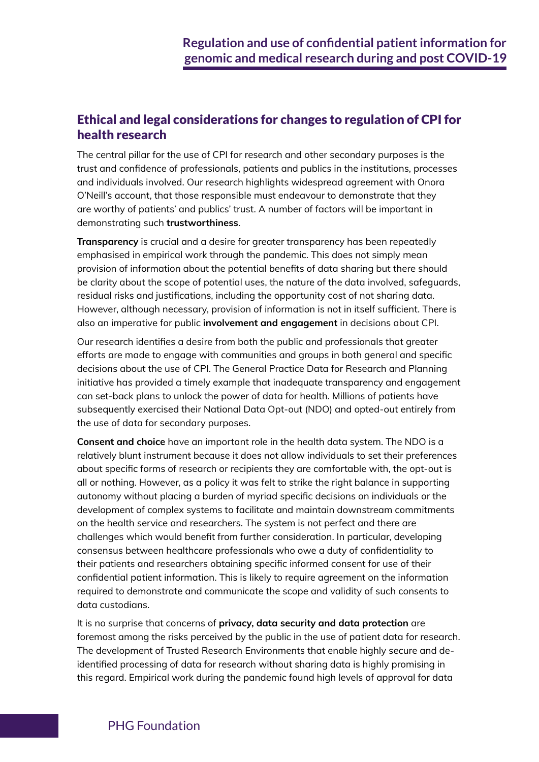## Ethical and legal considerations for changes to regulation of CPI for health research

The central pillar for the use of CPI for research and other secondary purposes is the trust and confidence of professionals, patients and publics in the institutions, processes and individuals involved. Our research highlights widespread agreement with Onora O'Neill's account, that those responsible must endeavour to demonstrate that they are worthy of patients' and publics' trust. A number of factors will be important in demonstrating such **trustworthiness**.

**Transparency** is crucial and a desire for greater transparency has been repeatedly emphasised in empirical work through the pandemic. This does not simply mean provision of information about the potential benefits of data sharing but there should be clarity about the scope of potential uses, the nature of the data involved, safeguards, residual risks and justifications, including the opportunity cost of not sharing data. However, although necessary, provision of information is not in itself sufficient. There is also an imperative for public **involvement and engagement** in decisions about CPI.

Our research identifies a desire from both the public and professionals that greater efforts are made to engage with communities and groups in both general and specific decisions about the use of CPI. The General Practice Data for Research and Planning initiative has provided a timely example that inadequate transparency and engagement can set-back plans to unlock the power of data for health. Millions of patients have subsequently exercised their National Data Opt-out (NDO) and opted-out entirely from the use of data for secondary purposes.

**Consent and choice** have an important role in the health data system. The NDO is a relatively blunt instrument because it does not allow individuals to set their preferences about specific forms of research or recipients they are comfortable with, the opt-out is all or nothing. However, as a policy it was felt to strike the right balance in supporting autonomy without placing a burden of myriad specific decisions on individuals or the development of complex systems to facilitate and maintain downstream commitments on the health service and researchers. The system is not perfect and there are challenges which would benefit from further consideration. In particular, developing consensus between healthcare professionals who owe a duty of confidentiality to their patients and researchers obtaining specific informed consent for use of their confidential patient information. This is likely to require agreement on the information required to demonstrate and communicate the scope and validity of such consents to data custodians.

It is no surprise that concerns of **privacy, data security and data protection** are foremost among the risks perceived by the public in the use of patient data for research. The development of Trusted Research Environments that enable highly secure and de-identified processing of data for research without sharing data is highly promising in this regard. Empirical work during the pandemic found high levels of approval for data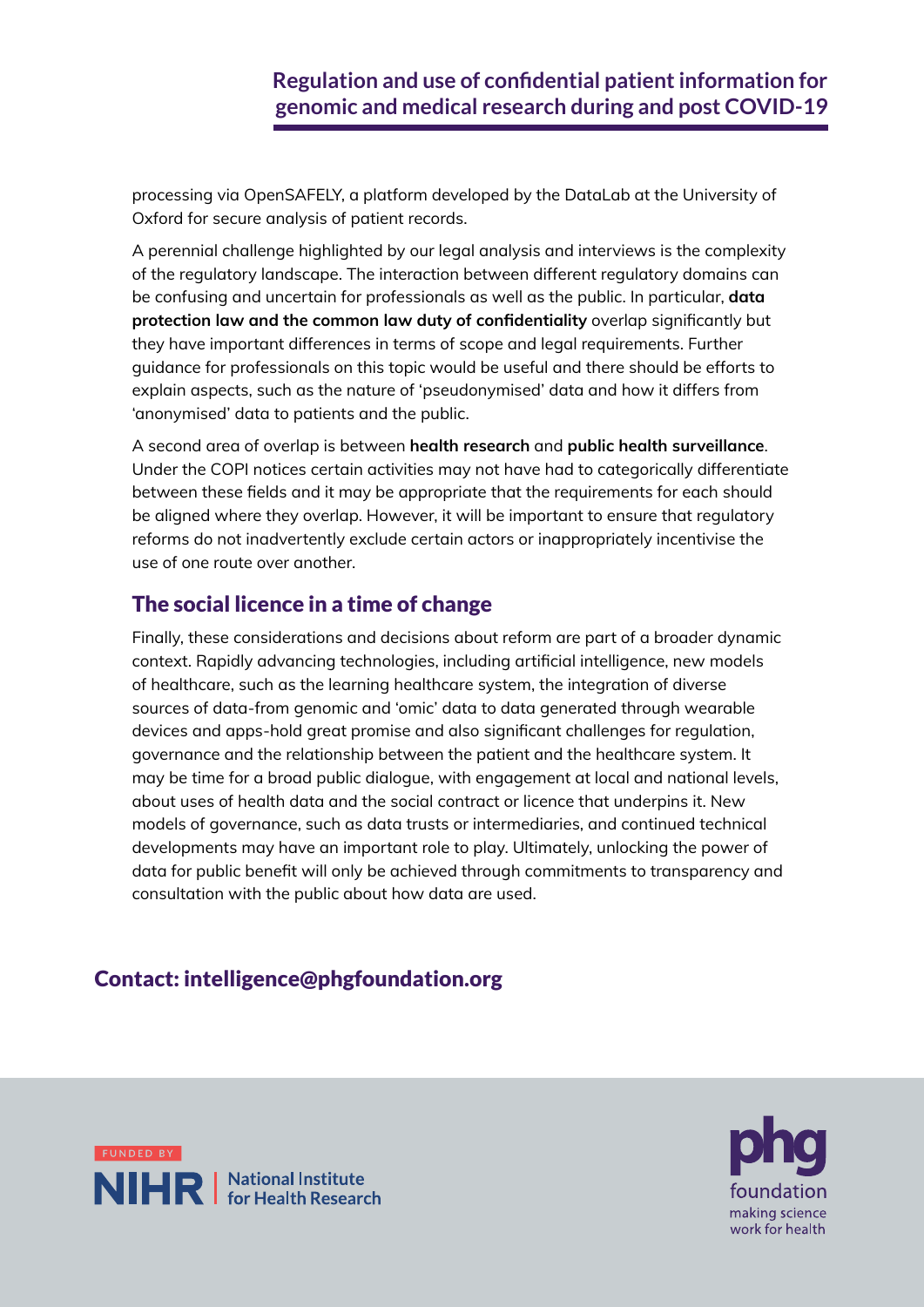processing via OpenSAFELY, a platform developed by the DataLab at the University of Oxford for secure analysis of patient records.

A perennial challenge highlighted by our legal analysis and interviews is the complexity of the regulatory landscape. The interaction between different regulatory domains can be confusing and uncertain for professionals as well as the public. In particular, **data protection law and the common law duty of confidentiality** overlap significantly but they have important differences in terms of scope and legal requirements. Further guidance for professionals on this topic would be useful and there should be efforts to explain aspects, such as the nature of 'pseudonymised' data and how it differs from 'anonymised' data to patients and the public.

A second area of overlap is between **health research** and **public health surveillance**. Under the COPI notices certain activities may not have had to categorically differentiate between these fields and it may be appropriate that the requirements for each should be aligned where they overlap. However, it will be important to ensure that regulatory reforms do not inadvertently exclude certain actors or inappropriately incentivise the use of one route over another.

## The social licence in a time of change

Finally, these considerations and decisions about reform are part of a broader dynamic context. Rapidly advancing technologies, including artificial intelligence, new models of healthcare, such as the learning healthcare system, the integration of diverse sources of data-from genomic and 'omic' data to data generated through wearable devices and apps-hold great promise and also significant challenges for regulation, governance and the relationship between the patient and the healthcare system. It may be time for a broad public dialogue, with engagement at local and national levels, about uses of health data and the social contract or licence that underpins it. New models of governance, such as data trusts or intermediaries, and continued technical developments may have an important role to play. Ultimately, unlocking the power of data for public benefit will only be achieved through commitments to transparency and consultation with the public about how data are used.

## Contact: intelligence@phgfoundation.org

FUNDED BY

NIHR | National Institute for Health Research

phg foundation
making science work for health